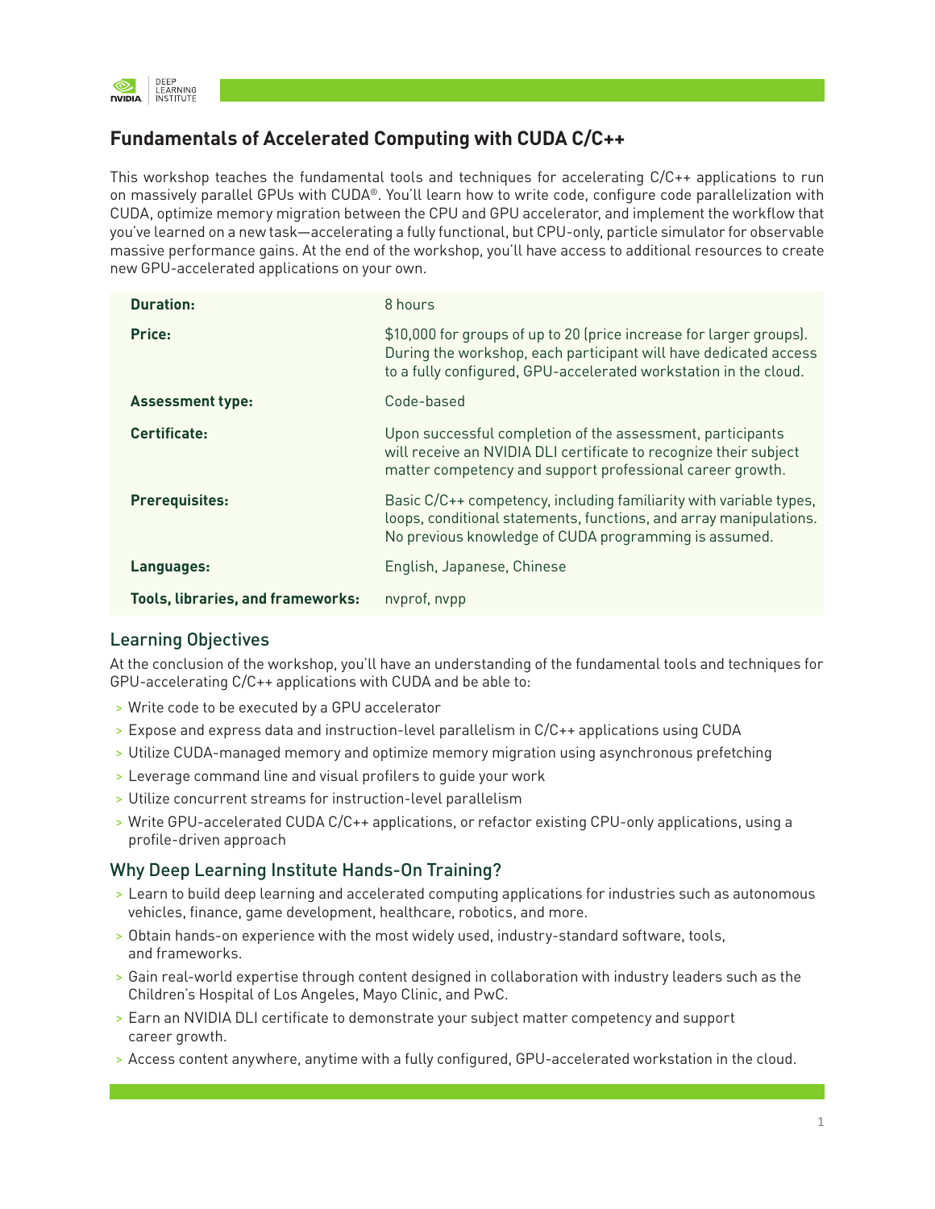# Fundamentals of Accelerated Computing with CUDA C/C++

This workshop teaches the fundamental tools and techniques for accelerating C/C++ applications to run on massively parallel GPUs with CUDA®. You'll learn how to write code, configure code parallelization with CUDA, optimize memory migration between the CPU and GPU accelerator, and implement the workflow that you've learned on a new task—accelerating a fully functional, but CPU-only, particle simulator for observable massive performance gains. At the end of the workshop, you'll have access to additional resources to create new GPU-accelerated applications on your own.

| | |
|---|---|
| **Duration:** | 8 hours |
| **Price:** | $10,000 for groups of up to 20 (price increase for larger groups). During the workshop, each participant will have dedicated access to a fully configured, GPU-accelerated workstation in the cloud. |
| **Assessment type:** | Code-based |
| **Certificate:** | Upon successful completion of the assessment, participants will receive an NVIDIA DLI certificate to recognize their subject matter competency and support professional career growth. |
| **Prerequisites:** | Basic C/C++ competency, including familiarity with variable types, loops, conditional statements, functions, and array manipulations. No previous knowledge of CUDA programming is assumed. |
| **Languages:** | English, Japanese, Chinese |
| **Tools, libraries, and frameworks:** | nvprof, nvpp |

## Learning Objectives

At the conclusion of the workshop, you'll have an understanding of the fundamental tools and techniques for GPU-accelerating C/C++ applications with CUDA and be able to:

- Write code to be executed by a GPU accelerator
- Expose and express data and instruction-level parallelism in C/C++ applications using CUDA
- Utilize CUDA-managed memory and optimize memory migration using asynchronous prefetching
- Leverage command line and visual profilers to guide your work
- Utilize concurrent streams for instruction-level parallelism
- Write GPU-accelerated CUDA C/C++ applications, or refactor existing CPU-only applications, using a profile-driven approach

## Why Deep Learning Institute Hands-On Training?

- Learn to build deep learning and accelerated computing applications for industries such as autonomous vehicles, finance, game development, healthcare, robotics, and more.
- Obtain hands-on experience with the most widely used, industry-standard software, tools, and frameworks.
- Gain real-world expertise through content designed in collaboration with industry leaders such as the Children's Hospital of Los Angeles, Mayo Clinic, and PwC.
- Earn an NVIDIA DLI certificate to demonstrate your subject matter competency and support career growth.
- Access content anywhere, anytime with a fully configured, GPU-accelerated workstation in the cloud.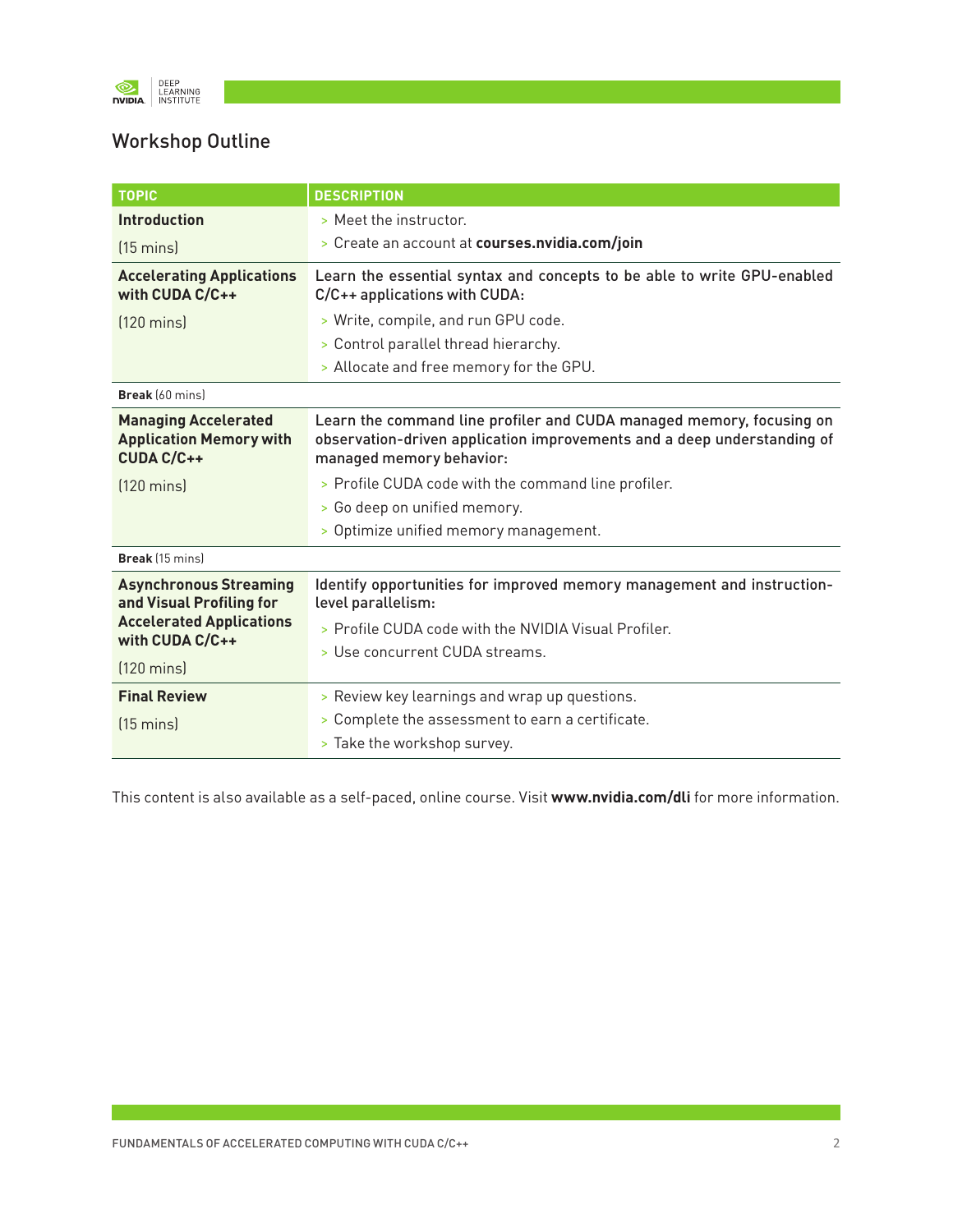## Workshop Outline

| TOPIC | DESCRIPTION |
| --- | --- |
| **Introduction**<br>(15 mins) | > Meet the instructor.<br>> Create an account at **courses.nvidia.com/join** |
| **Accelerating Applications with CUDA C/C++**<br>(120 mins) | **Learn the essential syntax and concepts to be able to write GPU-enabled C/C++ applications with CUDA:**<br>> Write, compile, and run GPU code.<br>> Control parallel thread hierarchy.<br>> Allocate and free memory for the GPU. |
| **Break** (60 mins) | |
| **Managing Accelerated Application Memory with CUDA C/C++**<br>(120 mins) | **Learn the command line profiler and CUDA managed memory, focusing on observation-driven application improvements and a deep understanding of managed memory behavior:**<br>> Profile CUDA code with the command line profiler.<br>> Go deep on unified memory.<br>> Optimize unified memory management. |
| **Break** (15 mins) | |
| **Asynchronous Streaming and Visual Profiling for Accelerated Applications with CUDA C/C++**<br>(120 mins) | **Identify opportunities for improved memory management and instruction-level parallelism:**<br>> Profile CUDA code with the NVIDIA Visual Profiler.<br>> Use concurrent CUDA streams. |
| **Final Review**<br>(15 mins) | > Review key learnings and wrap up questions.<br>> Complete the assessment to earn a certificate.<br>> Take the workshop survey. |

This content is also available as a self-paced, online course. Visit **www.nvidia.com/dli** for more information.